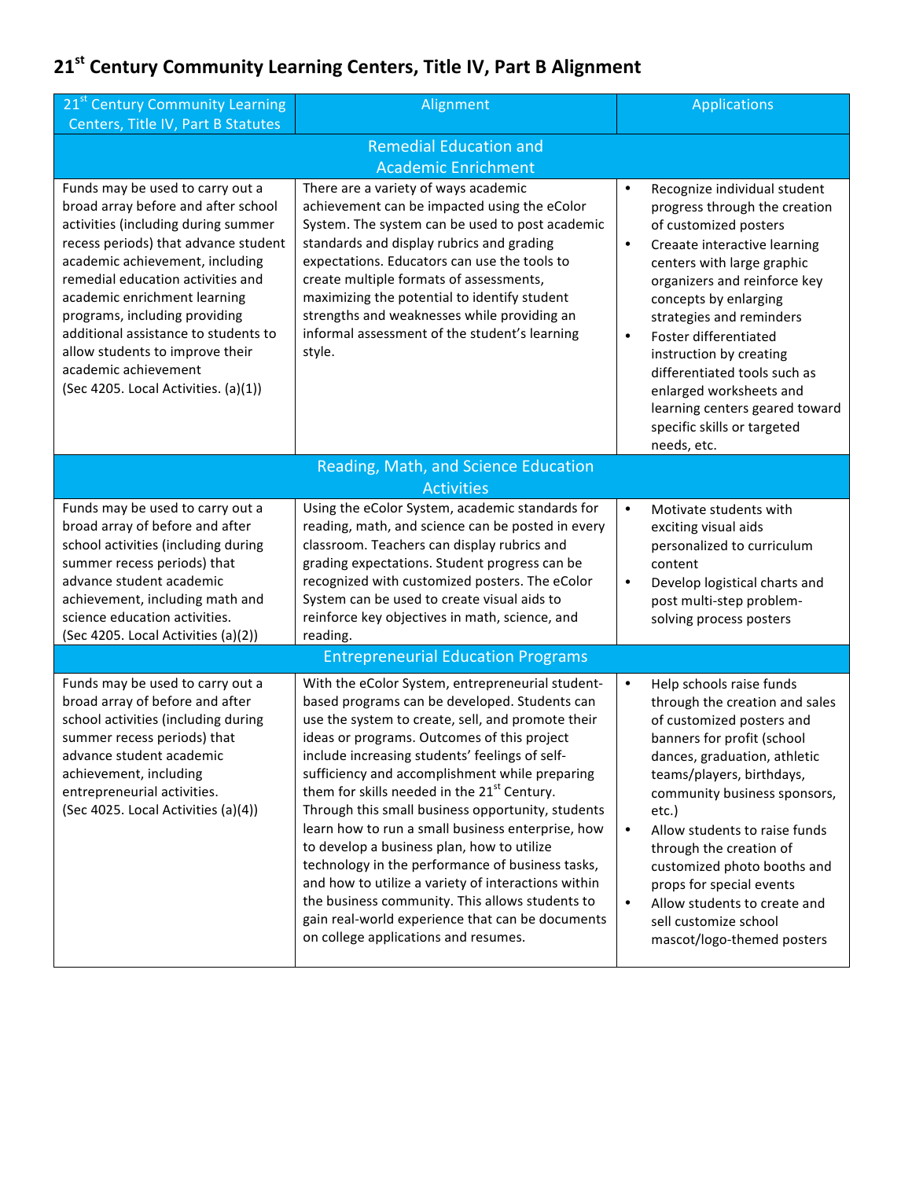# 21st Century Community Learning Centers, Title IV, Part B Alignment

| 21st Century Community Learning Centers, Title IV, Part B Statutes | Alignment | Applications |
|---|---|---|
| **Remedial Education and Academic Enrichment** | | |
| Funds may be used to carry out a broad array before and after school activities (including during summer recess periods) that advance student academic achievement, including remedial education activities and academic enrichment learning programs, including providing additional assistance to students to allow students to improve their academic achievement (Sec 4205. Local Activities. (a)(1)) | There are a variety of ways academic achievement can be impacted using the eColor System. The system can be used to post academic standards and display rubrics and grading expectations. Educators can use the tools to create multiple formats of assessments, maximizing the potential to identify student strengths and weaknesses while providing an informal assessment of the student's learning style. | • Recognize individual student progress through the creation of customized posters<br>• Creaate interactive learning centers with large graphic organizers and reinforce key concepts by enlarging strategies and reminders<br>• Foster differentiated instruction by creating differentiated tools such as enlarged worksheets and learning centers geared toward specific skills or targeted needs, etc. |
| **Reading, Math, and Science Education Activities** | | |
| Funds may be used to carry out a broad array of before and after school activities (including during summer recess periods) that advance student academic achievement, including math and science education activities. (Sec 4205. Local Activities (a)(2)) | Using the eColor System, academic standards for reading, math, and science can be posted in every classroom. Teachers can display rubrics and grading expectations. Student progress can be recognized with customized posters. The eColor System can be used to create visual aids to reinforce key objectives in math, science, and reading. | • Motivate students with exciting visual aids personalized to curriculum content<br>• Develop logistical charts and post multi-step problem-solving process posters |
| **Entrepreneurial Education Programs** | | |
| Funds may be used to carry out a broad array of before and after school activities (including during summer recess periods) that advance student academic achievement, including entrepreneurial activities. (Sec 4025. Local Activities (a)(4)) | With the eColor System, entrepreneurial student-based programs can be developed. Students can use the system to create, sell, and promote their ideas or programs. Outcomes of this project include increasing students' feelings of self-sufficiency and accomplishment while preparing them for skills needed in the 21st Century. Through this small business opportunity, students learn how to run a small business enterprise, how to develop a business plan, how to utilize technology in the performance of business tasks, and how to utilize a variety of interactions within the business community. This allows students to gain real-world experience that can be documents on college applications and resumes. | • Help schools raise funds through the creation and sales of customized posters and banners for profit (school dances, graduation, athletic teams/players, birthdays, community business sponsors, etc.)<br>• Allow students to raise funds through the creation of customized photo booths and props for special events<br>• Allow students to create and sell customize school mascot/logo-themed posters |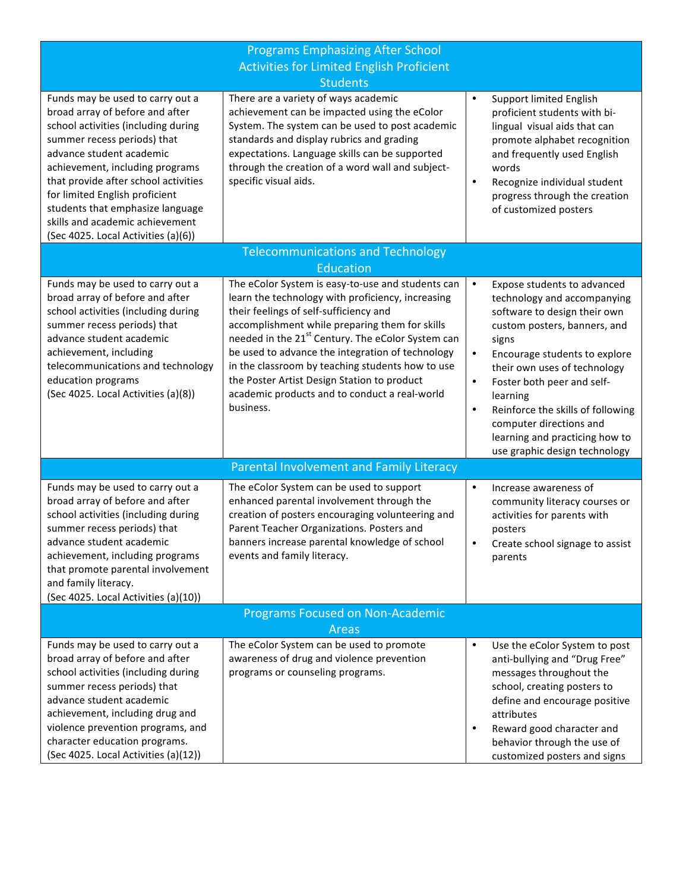| | | |
|---|---|---|
| **Programs Emphasizing After School Activities for Limited English Proficient Students** | | |
| Funds may be used to carry out a broad array of before and after school activities (including during summer recess periods) that advance student academic achievement, including programs that provide after school activities for limited English proficient students that emphasize language skills and academic achievement (Sec 4025. Local Activities (a)(6)) | There are a variety of ways academic achievement can be impacted using the eColor System. The system can be used to post academic standards and display rubrics and grading expectations. Language skills can be supported through the creation of a word wall and subject-specific visual aids. | • Support limited English proficient students with bi-lingual visual aids that can promote alphabet recognition and frequently used English words<br>• Recognize individual student progress through the creation of customized posters |
| **Telecommunications and Technology Education** | | |
| Funds may be used to carry out a broad array of before and after school activities (including during summer recess periods) that advance student academic achievement, including telecommunications and technology education programs (Sec 4025. Local Activities (a)(8)) | The eColor System is easy-to-use and students can learn the technology with proficiency, increasing their feelings of self-sufficiency and accomplishment while preparing them for skills needed in the 21st Century. The eColor System can be used to advance the integration of technology in the classroom by teaching students how to use the Poster Artist Design Station to product academic products and to conduct a real-world business. | • Expose students to advanced technology and accompanying software to design their own custom posters, banners, and signs<br>• Encourage students to explore their own uses of technology<br>• Foster both peer and self-learning<br>• Reinforce the skills of following computer directions and learning and practicing how to use graphic design technology |
| **Parental Involvement and Family Literacy** | | |
| Funds may be used to carry out a broad array of before and after school activities (including during summer recess periods) that advance student academic achievement, including programs that promote parental involvement and family literacy. (Sec 4025. Local Activities (a)(10)) | The eColor System can be used to support enhanced parental involvement through the creation of posters encouraging volunteering and Parent Teacher Organizations. Posters and banners increase parental knowledge of school events and family literacy. | • Increase awareness of community literacy courses or activities for parents with posters<br>• Create school signage to assist parents |
| **Programs Focused on Non-Academic Areas** | | |
| Funds may be used to carry out a broad array of before and after school activities (including during summer recess periods) that advance student academic achievement, including drug and violence prevention programs, and character education programs. (Sec 4025. Local Activities (a)(12)) | The eColor System can be used to promote awareness of drug and violence prevention programs or counseling programs. | • Use the eColor System to post anti-bullying and "Drug Free" messages throughout the school, creating posters to define and encourage positive attributes<br>• Reward good character and behavior through the use of customized posters and signs |